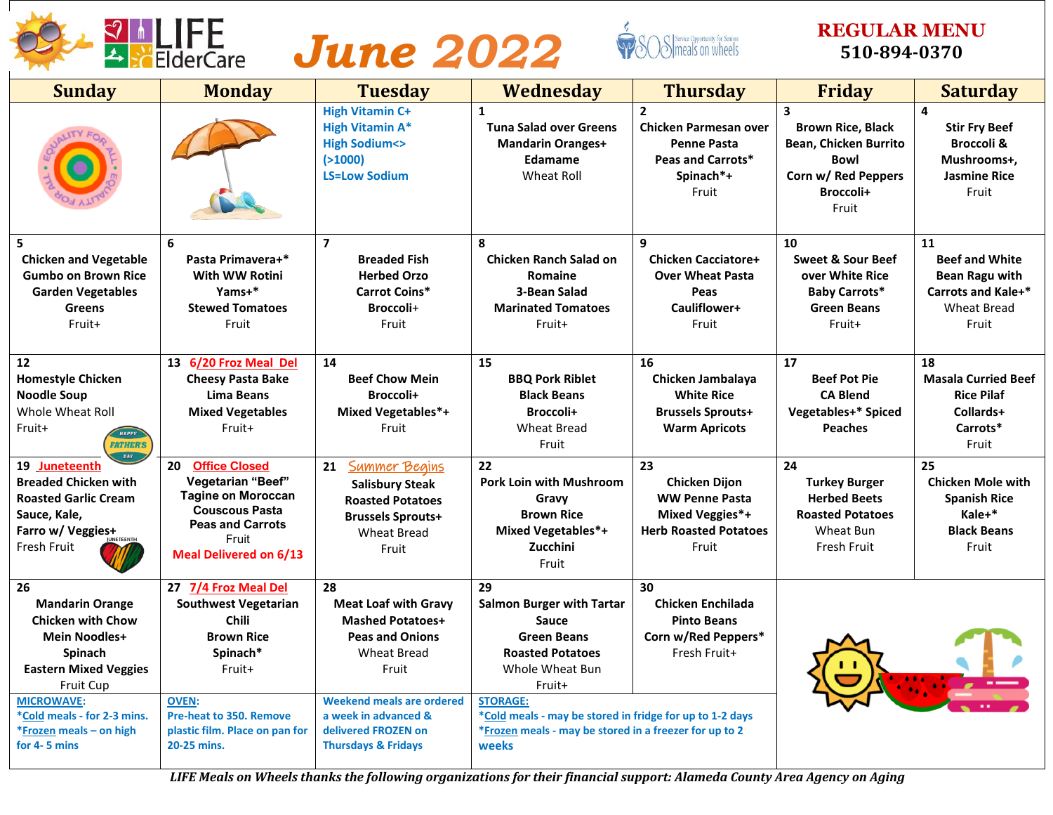# LIFE ElderCare — June 2022

SOS Meals on Wheels

**REGULAR MENU**
**510-894-0370**

| Sunday | Monday | Tuesday | Wednesday | Thursday | Friday | Saturday |
|---|---|---|---|---|---|---|
| | | High Vitamin C+<br>High Vitamin A*<br>High Sodium<><br>(>1000)<br>LS=Low Sodium | 1<br>**Tuna Salad over Greens**<br>**Mandarin Oranges+**<br>**Edamame**<br>Wheat Roll | 2<br>**Chicken Parmesan over Penne Pasta**<br>**Peas and Carrots***<br>**Spinach*+**<br>Fruit | 3<br>**Brown Rice, Black Bean, Chicken Burrito Bowl**<br>**Corn w/ Red Peppers**<br>**Broccoli+**<br>Fruit | 4<br>**Stir Fry Beef**<br>**Broccoli & Mushrooms+,**<br>**Jasmine Rice**<br>Fruit |
| 5<br>**Chicken and Vegetable Gumbo on Brown Rice**<br>**Garden Vegetables**<br>**Greens**<br>Fruit+ | 6<br>**Pasta Primavera+* With WW Rotini**<br>**Yams+***<br>**Stewed Tomatoes**<br>Fruit | 7<br>**Breaded Fish**<br>**Herbed Orzo**<br>**Carrot Coins***<br>**Broccoli+**<br>Fruit | 8<br>**Chicken Ranch Salad on Romaine**<br>**3-Bean Salad**<br>**Marinated Tomatoes**<br>Fruit+ | 9<br>**Chicken Cacciatore+ Over Wheat Pasta**<br>**Peas**<br>**Cauliflower+**<br>Fruit | 10<br>**Sweet & Sour Beef over White Rice**<br>**Baby Carrots***<br>**Green Beans**<br>Fruit+ | 11<br>**Beef and White Bean Ragu with Carrots and Kale+***<br>Wheat Bread<br>Fruit |
| 12<br>**Homestyle Chicken Noodle Soup**<br>Whole Wheat Roll<br>Fruit+<br>Happy Father's Day | 13 6/20 Froz Meal Del<br>**Cheesy Pasta Bake**<br>**Lima Beans**<br>**Mixed Vegetables**<br>Fruit+ | 14<br>**Beef Chow Mein**<br>**Broccoli+**<br>**Mixed Vegetables*+**<br>Fruit | 15<br>**BBQ Pork Riblet**<br>**Black Beans**<br>**Broccoli+**<br>Wheat Bread<br>Fruit | 16<br>**Chicken Jambalaya**<br>**White Rice**<br>**Brussels Sprouts+**<br>**Warm Apricots** | 17<br>**Beef Pot Pie**<br>**CA Blend Vegetables+* Spiced Peaches** | 18<br>**Masala Curried Beef**<br>**Rice Pilaf**<br>**Collards+**<br>**Carrots***<br>Fruit |
| 19 Juneteenth<br>**Breaded Chicken with Roasted Garlic Cream Sauce, Kale,**<br>**Farro w/ Veggies+**<br>Fresh Fruit | 20 Office Closed<br>**Vegetarian "Beef" Tagine on Moroccan Couscous Pasta**<br>**Peas and Carrots**<br>Fruit<br>Meal Delivered on 6/13 | 21 Summer Begins<br>**Salisbury Steak**<br>**Roasted Potatoes**<br>**Brussels Sprouts+**<br>Wheat Bread<br>Fruit | 22<br>**Pork Loin with Mushroom Gravy**<br>**Brown Rice**<br>**Mixed Vegetables*+**<br>**Zucchini**<br>Fruit | 23<br>**Chicken Dijon**<br>**WW Penne Pasta**<br>**Mixed Veggies*+**<br>**Herb Roasted Potatoes**<br>Fruit | 24<br>**Turkey Burger**<br>**Herbed Beets**<br>**Roasted Potatoes**<br>Wheat Bun<br>Fresh Fruit | 25<br>**Chicken Mole with Spanish Rice**<br>**Kale+***<br>**Black Beans**<br>Fruit |
| 26<br>**Mandarin Orange Chicken with Chow Mein Noodles+**<br>**Spinach**<br>**Eastern Mixed Veggies**<br>Fruit Cup | 27 7/4 Froz Meal Del<br>**Southwest Vegetarian Chili**<br>**Brown Rice**<br>**Spinach***<br>Fruit+ | 28<br>**Meat Loaf with Gravy**<br>**Mashed Potatoes+**<br>**Peas and Onions**<br>Wheat Bread<br>Fruit | 29<br>**Salmon Burger with Tartar Sauce**<br>**Green Beans**<br>**Roasted Potatoes**<br>Whole Wheat Bun<br>Fruit+ | 30<br>**Chicken Enchilada**<br>**Pinto Beans**<br>**Corn w/Red Peppers***<br>Fresh Fruit+ | | |
| **MICROWAVE:**<br>*Cold meals - for 2-3 mins.<br>*Frozen meals – on high for 4- 5 mins | **OVEN:**<br>Pre-heat to 350. Remove plastic film. Place on pan for 20-25 mins. | Weekend meals are ordered a week in advanced & delivered FROZEN on Thursdays & Fridays | **STORAGE:**<br>*Cold meals - may be stored in fridge for up to 1-2 days<br>*Frozen meals - may be stored in a freezer for up to 2 weeks | | | |

*LIFE Meals on Wheels thanks the following organizations for their financial support: Alameda County Area Agency on Aging*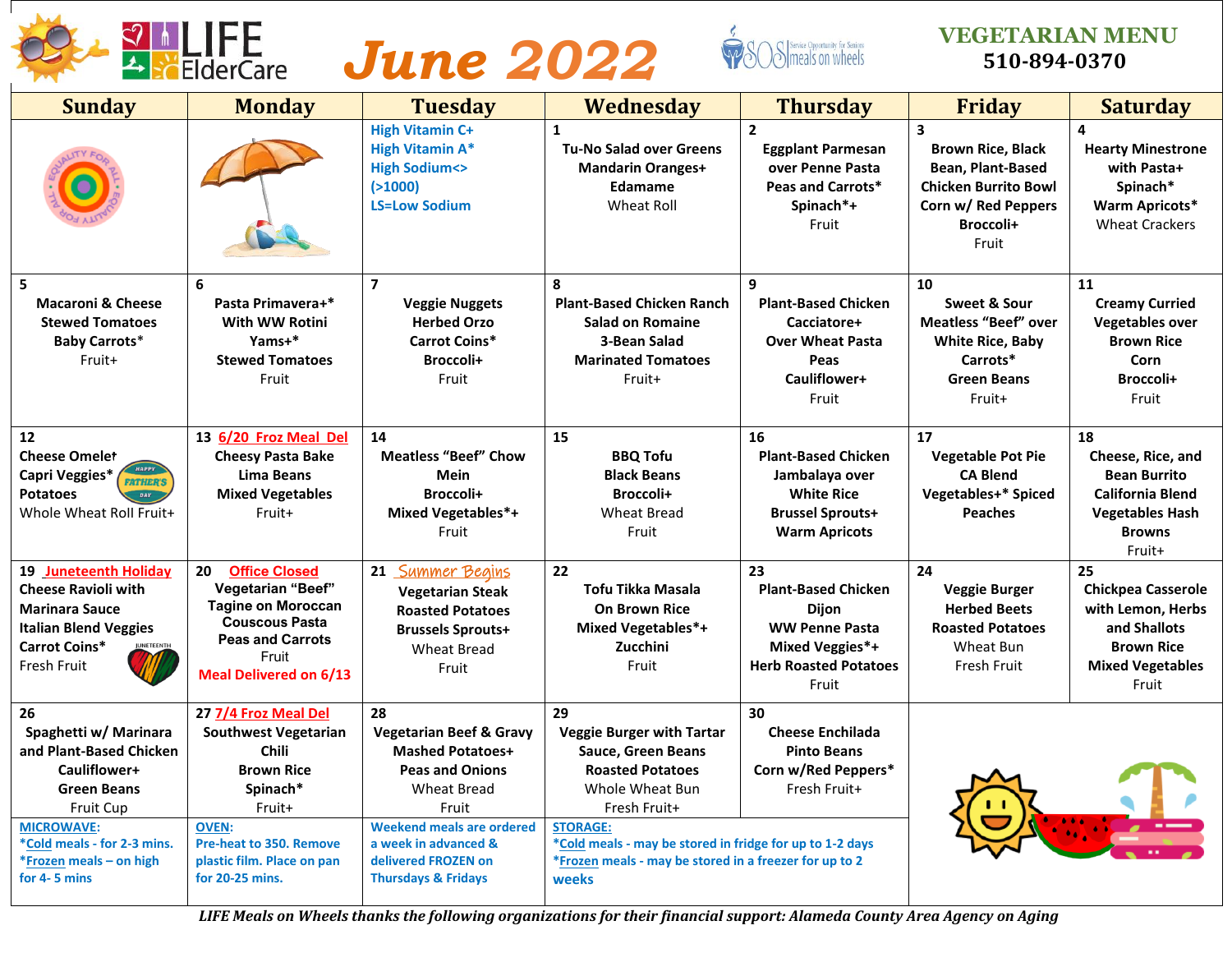# June 2022

**LIFE ElderCare** | **SOS meals on wheels**

## VEGETARIAN MENU
**510-894-0370**

| Sunday | Monday | Tuesday | Wednesday | Thursday | Friday | Saturday |
|---|---|---|---|---|---|---|
| | | High Vitamin C+<br>High Vitamin A*<br>High Sodium<><br>(>1000)<br>LS=Low Sodium | 1<br>**Tu-No Salad over Greens**<br>**Mandarin Oranges+**<br>**Edamame**<br>Wheat Roll | 2<br>**Eggplant Parmesan over Penne Pasta**<br>**Peas and Carrots***<br>**Spinach*+**<br>Fruit | 3<br>**Brown Rice, Black Bean, Plant-Based Chicken Burrito Bowl**<br>**Corn w/ Red Peppers**<br>**Broccoli+**<br>Fruit | 4<br>**Hearty Minestrone with Pasta+**<br>**Spinach***<br>**Warm Apricots***<br>Wheat Crackers |
| 5<br>**Macaroni & Cheese**<br>**Stewed Tomatoes**<br>**Baby Carrots***<br>Fruit+ | 6<br>**Pasta Primavera+* With WW Rotini**<br>**Yams+***<br>**Stewed Tomatoes**<br>Fruit | 7<br>**Veggie Nuggets**<br>**Herbed Orzo**<br>**Carrot Coins***<br>**Broccoli+**<br>Fruit | 8<br>**Plant-Based Chicken Ranch Salad on Romaine**<br>**3-Bean Salad**<br>**Marinated Tomatoes**<br>Fruit+ | 9<br>**Plant-Based Chicken Cacciatore+ Over Wheat Pasta**<br>**Peas**<br>**Cauliflower+**<br>Fruit | 10<br>**Sweet & Sour Meatless "Beef" over White Rice, Baby Carrots***<br>**Green Beans**<br>Fruit+ | 11<br>**Creamy Curried Vegetables over Brown Rice**<br>**Corn**<br>**Broccoli+**<br>Fruit |
| 12<br>**Cheese Omelet**<br>**Capri Veggies***<br>**Potatoes**<br>Whole Wheat Roll Fruit+ | 13 6/20 Froz Meal Del<br>**Cheesy Pasta Bake**<br>**Lima Beans**<br>**Mixed Vegetables**<br>Fruit+ | 14<br>**Meatless "Beef" Chow Mein**<br>**Broccoli+**<br>**Mixed Vegetables*+**<br>Fruit | 15<br>**BBQ Tofu**<br>**Black Beans**<br>**Broccoli+**<br>Wheat Bread<br>Fruit | 16<br>**Plant-Based Chicken Jambalaya over White Rice**<br>**Brussel Sprouts+**<br>**Warm Apricots** | 17<br>**Vegetable Pot Pie**<br>**CA Blend Vegetables+* Spiced Peaches** | 18<br>**Cheese, Rice, and Bean Burrito**<br>**California Blend Vegetables Hash Browns**<br>Fruit+ |
| 19 Juneteenth Holiday<br>**Cheese Ravioli with Marinara Sauce**<br>**Italian Blend Veggies**<br>**Carrot Coins***<br>Fresh Fruit | 20 Office Closed<br>**Vegetarian "Beef" Tagine on Moroccan Couscous Pasta**<br>**Peas and Carrots**<br>Fruit<br>Meal Delivered on 6/13 | 21 Summer Begins<br>**Vegetarian Steak**<br>**Roasted Potatoes**<br>**Brussels Sprouts+**<br>Wheat Bread<br>Fruit | 22<br>**Tofu Tikka Masala On Brown Rice**<br>**Mixed Vegetables*+**<br>**Zucchini**<br>Fruit | 23<br>**Plant-Based Chicken Dijon**<br>**WW Penne Pasta**<br>**Mixed Veggies*+**<br>**Herb Roasted Potatoes**<br>Fruit | 24<br>**Veggie Burger**<br>**Herbed Beets**<br>**Roasted Potatoes**<br>Wheat Bun<br>Fresh Fruit | 25<br>**Chickpea Casserole with Lemon, Herbs and Shallots**<br>**Brown Rice**<br>**Mixed Vegetables**<br>Fruit |
| 26<br>**Spaghetti w/ Marinara and Plant-Based Chicken**<br>**Cauliflower+**<br>**Green Beans**<br>Fruit Cup | 27 7/4 Froz Meal Del<br>**Southwest Vegetarian Chili**<br>**Brown Rice**<br>**Spinach***<br>Fruit+ | 28<br>**Vegetarian Beef & Gravy**<br>**Mashed Potatoes+**<br>**Peas and Onions**<br>Wheat Bread<br>Fruit | 29<br>**Veggie Burger with Tartar Sauce, Green Beans**<br>**Roasted Potatoes**<br>Whole Wheat Bun<br>Fresh Fruit+ | 30<br>**Cheese Enchilada**<br>**Pinto Beans**<br>**Corn w/Red Peppers***<br>Fresh Fruit+ | | |
| MICROWAVE:<br>*Cold meals - for 2-3 mins.<br>*Frozen meals – on high for 4- 5 mins | OVEN:<br>Pre-heat to 350. Remove plastic film. Place on pan for 20-25 mins. | Weekend meals are ordered a week in advanced & delivered FROZEN on Thursdays & Fridays | STORAGE:<br>*Cold meals - may be stored in fridge for up to 1-2 days<br>*Frozen meals - may be stored in a freezer for up to 2 weeks | | | |

*LIFE Meals on Wheels thanks the following organizations for their financial support: Alameda County Area Agency on Aging*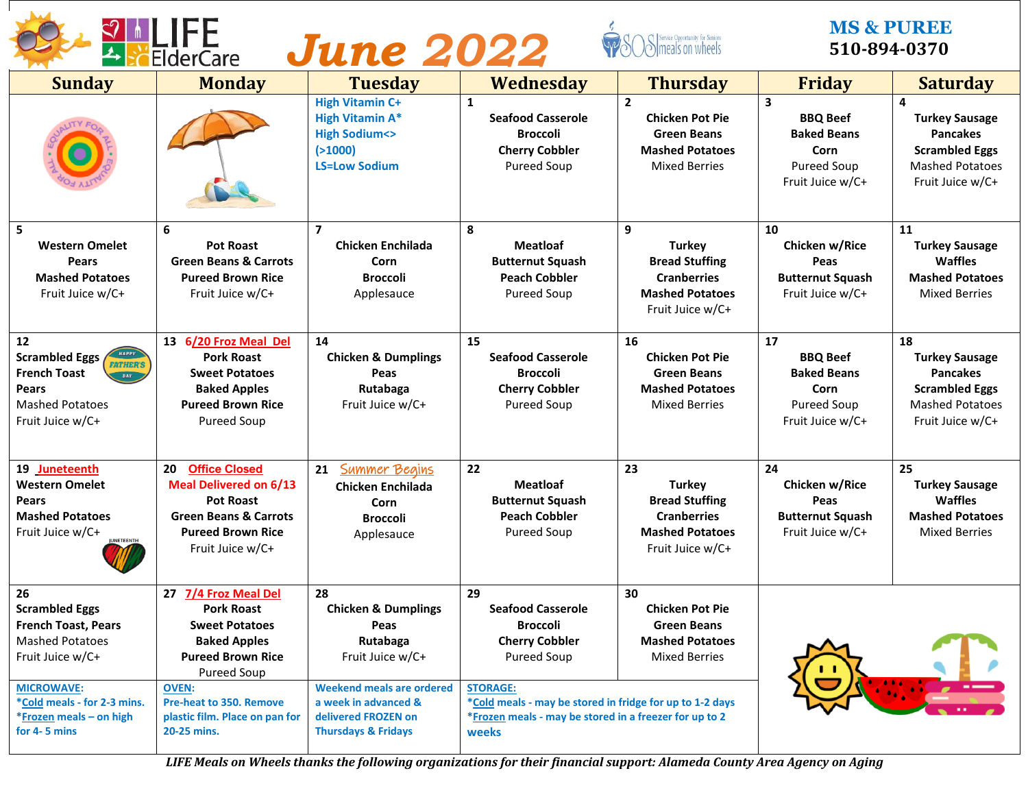# LIFE ElderCare — June 2022

SOS Service Opportunity for Seniors meals on wheels

**MS & PUREE**
**510-894-0370**

| Sunday | Monday | Tuesday | Wednesday | Thursday | Friday | Saturday |
|---|---|---|---|---|---|---|
| | | High Vitamin C+<br>High Vitamin A*<br>High Sodium<><br>(>1000)<br>LS=Low Sodium | 1<br>**Seafood Casserole**<br>**Broccoli**<br>**Cherry Cobbler**<br>Pureed Soup | 2<br>**Chicken Pot Pie**<br>**Green Beans**<br>**Mashed Potatoes**<br>Mixed Berries | 3<br>**BBQ Beef**<br>**Baked Beans**<br>**Corn**<br>Pureed Soup<br>Fruit Juice w/C+ | 4<br>**Turkey Sausage**<br>**Pancakes**<br>**Scrambled Eggs**<br>Mashed Potatoes<br>Fruit Juice w/C+ |
| 5<br>**Western Omelet**<br>**Pears**<br>**Mashed Potatoes**<br>Fruit Juice w/C+ | 6<br>**Pot Roast**<br>**Green Beans & Carrots**<br>**Pureed Brown Rice**<br>Fruit Juice w/C+ | 7<br>**Chicken Enchilada**<br>**Corn**<br>**Broccoli**<br>Applesauce | 8<br>**Meatloaf**<br>**Butternut Squash**<br>**Peach Cobbler**<br>Pureed Soup | 9<br>**Turkey**<br>**Bread Stuffing**<br>**Cranberries**<br>**Mashed Potatoes**<br>Fruit Juice w/C+ | 10<br>**Chicken w/Rice**<br>**Peas**<br>**Butternut Squash**<br>Fruit Juice w/C+ | 11<br>**Turkey Sausage**<br>**Waffles**<br>**Mashed Potatoes**<br>Mixed Berries |
| 12<br>**Scrambled Eggs**<br>**French Toast**<br>**Pears**<br>Mashed Potatoes<br>Fruit Juice w/C+<br>HAPPY FATHER'S DAY | 13 **6/20 Froz Meal Del**<br>**Pork Roast**<br>**Sweet Potatoes**<br>**Baked Apples**<br>**Pureed Brown Rice**<br>Pureed Soup | 14<br>**Chicken & Dumplings**<br>**Peas**<br>**Rutabaga**<br>Fruit Juice w/C+ | 15<br>**Seafood Casserole**<br>**Broccoli**<br>**Cherry Cobbler**<br>Pureed Soup | 16<br>**Chicken Pot Pie**<br>**Green Beans**<br>**Mashed Potatoes**<br>Mixed Berries | 17<br>**BBQ Beef**<br>**Baked Beans**<br>**Corn**<br>Pureed Soup<br>Fruit Juice w/C+ | 18<br>**Turkey Sausage**<br>**Pancakes**<br>**Scrambled Eggs**<br>Mashed Potatoes<br>Fruit Juice w/C+ |
| 19 **Juneteenth**<br>**Western Omelet**<br>**Pears**<br>**Mashed Potatoes**<br>Fruit Juice w/C+ | 20 **Office Closed**<br>**Meal Delivered on 6/13**<br>**Pot Roast**<br>**Green Beans & Carrots**<br>**Pureed Brown Rice**<br>Fruit Juice w/C+ | 21 *Summer Begins*<br>**Chicken Enchilada**<br>**Corn**<br>**Broccoli**<br>Applesauce | 22<br>**Meatloaf**<br>**Butternut Squash**<br>**Peach Cobbler**<br>Pureed Soup | 23<br>**Turkey**<br>**Bread Stuffing**<br>**Cranberries**<br>**Mashed Potatoes**<br>Fruit Juice w/C+ | 24<br>**Chicken w/Rice**<br>**Peas**<br>**Butternut Squash**<br>Fruit Juice w/C+ | 25<br>**Turkey Sausage**<br>**Waffles**<br>**Mashed Potatoes**<br>Mixed Berries |
| 26<br>**Scrambled Eggs**<br>**French Toast, Pears**<br>Mashed Potatoes<br>Fruit Juice w/C+ | 27 **7/4 Froz Meal Del**<br>**Pork Roast**<br>**Sweet Potatoes**<br>**Baked Apples**<br>**Pureed Brown Rice**<br>Pureed Soup | 28<br>**Chicken & Dumplings**<br>**Peas**<br>**Rutabaga**<br>Fruit Juice w/C+ | 29<br>**Seafood Casserole**<br>**Broccoli**<br>**Cherry Cobbler**<br>Pureed Soup | 30<br>**Chicken Pot Pie**<br>**Green Beans**<br>**Mashed Potatoes**<br>Mixed Berries | | |
| **MICROWAVE:**<br>*Cold meals - for 2-3 mins.<br>*Frozen meals – on high for 4- 5 mins | **OVEN:**<br>Pre-heat to 350. Remove plastic film. Place on pan for 20-25 mins. | Weekend meals are ordered a week in advanced & delivered FROZEN on Thursdays & Fridays | **STORAGE:**<br>*Cold meals - may be stored in fridge for up to 1-2 days<br>*Frozen meals - may be stored in a freezer for up to 2 weeks | | | |

*LIFE Meals on Wheels thanks the following organizations for their financial support: Alameda County Area Agency on Aging*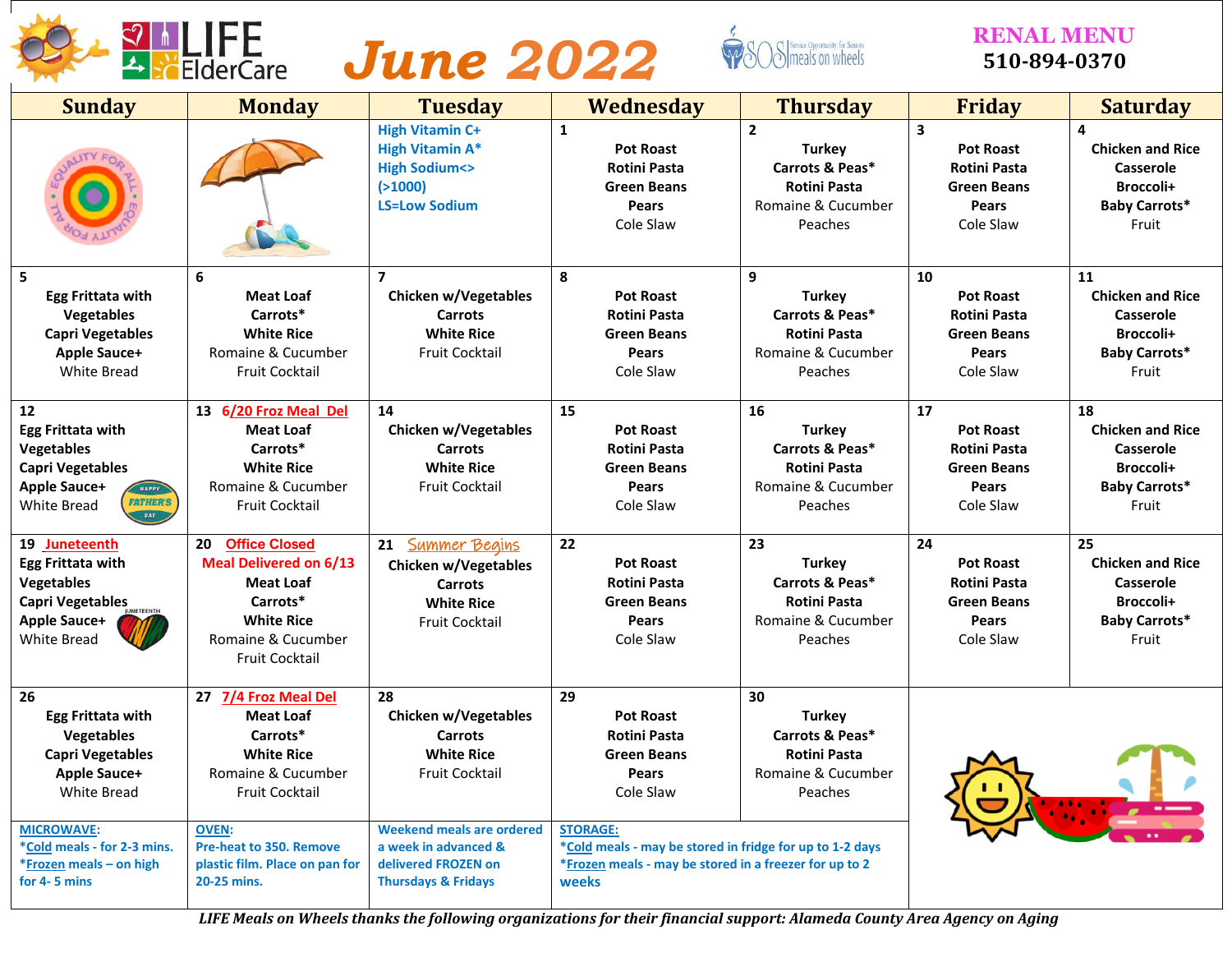LIFE ElderCare

# June 2022

SOS Service Opportunity for Seniors meals on wheels

**RENAL MENU**
**510-894-0370**

| Sunday | Monday | Tuesday | Wednesday | Thursday | Friday | Saturday |
|---|---|---|---|---|---|---|
| | | **High Vitamin C+**<br>**High Vitamin A***<br>**High Sodium<>**<br>**(>1000)**<br>**LS=Low Sodium** | **1**<br>**Pot Roast**<br>**Rotini Pasta**<br>**Green Beans**<br>**Pears**<br>Cole Slaw | **2**<br>**Turkey**<br>**Carrots & Peas***<br>**Rotini Pasta**<br>Romaine & Cucumber<br>Peaches | **3**<br>**Pot Roast**<br>**Rotini Pasta**<br>**Green Beans**<br>**Pears**<br>Cole Slaw | **4**<br>**Chicken and Rice Casserole**<br>**Broccoli+**<br>**Baby Carrots***<br>Fruit |
| **5**<br>**Egg Frittata with Vegetables**<br>**Capri Vegetables**<br>**Apple Sauce+**<br>White Bread | **6**<br>**Meat Loaf**<br>**Carrots***<br>**White Rice**<br>Romaine & Cucumber<br>Fruit Cocktail | **7**<br>**Chicken w/Vegetables**<br>**Carrots**<br>**White Rice**<br>Fruit Cocktail | **8**<br>**Pot Roast**<br>**Rotini Pasta**<br>**Green Beans**<br>**Pears**<br>Cole Slaw | **9**<br>**Turkey**<br>**Carrots & Peas***<br>**Rotini Pasta**<br>Romaine & Cucumber<br>Peaches | **10**<br>**Pot Roast**<br>**Rotini Pasta**<br>**Green Beans**<br>**Pears**<br>Cole Slaw | **11**<br>**Chicken and Rice Casserole**<br>**Broccoli+**<br>**Baby Carrots***<br>Fruit |
| **12**<br>**Egg Frittata with Vegetables**<br>**Capri Vegetables**<br>**Apple Sauce+**<br>White Bread<br>HAPPY FATHER'S DAY | **13** **6/20 Froz Meal Del**<br>**Meat Loaf**<br>**Carrots***<br>**White Rice**<br>Romaine & Cucumber<br>Fruit Cocktail | **14**<br>**Chicken w/Vegetables**<br>**Carrots**<br>**White Rice**<br>Fruit Cocktail | **15**<br>**Pot Roast**<br>**Rotini Pasta**<br>**Green Beans**<br>**Pears**<br>Cole Slaw | **16**<br>**Turkey**<br>**Carrots & Peas***<br>**Rotini Pasta**<br>Romaine & Cucumber<br>Peaches | **17**<br>**Pot Roast**<br>**Rotini Pasta**<br>**Green Beans**<br>**Pears**<br>Cole Slaw | **18**<br>**Chicken and Rice Casserole**<br>**Broccoli+**<br>**Baby Carrots***<br>Fruit |
| **19** **Juneteenth**<br>**Egg Frittata with Vegetables**<br>**Capri Vegetables**<br>**Apple Sauce+**<br>White Bread | **20** **Office Closed**<br>**Meal Delivered on 6/13**<br>**Meat Loaf**<br>**Carrots***<br>**White Rice**<br>Romaine & Cucumber<br>Fruit Cocktail | **21** Summer Begins<br>**Chicken w/Vegetables**<br>**Carrots**<br>**White Rice**<br>Fruit Cocktail | **22**<br>**Pot Roast**<br>**Rotini Pasta**<br>**Green Beans**<br>**Pears**<br>Cole Slaw | **23**<br>**Turkey**<br>**Carrots & Peas***<br>**Rotini Pasta**<br>Romaine & Cucumber<br>Peaches | **24**<br>**Pot Roast**<br>**Rotini Pasta**<br>**Green Beans**<br>**Pears**<br>Cole Slaw | **25**<br>**Chicken and Rice Casserole**<br>**Broccoli+**<br>**Baby Carrots***<br>Fruit |
| **26**<br>**Egg Frittata with Vegetables**<br>**Capri Vegetables**<br>**Apple Sauce+**<br>White Bread | **27** **7/4 Froz Meal Del**<br>**Meat Loaf**<br>**Carrots***<br>**White Rice**<br>Romaine & Cucumber<br>Fruit Cocktail | **28**<br>**Chicken w/Vegetables**<br>**Carrots**<br>**White Rice**<br>Fruit Cocktail | **29**<br>**Pot Roast**<br>**Rotini Pasta**<br>**Green Beans**<br>**Pears**<br>Cole Slaw | **30**<br>**Turkey**<br>**Carrots & Peas***<br>**Rotini Pasta**<br>Romaine & Cucumber<br>Peaches | | |
| **MICROWAVE:**<br>*Cold meals - for 2-3 mins.<br>*Frozen meals – on high for 4- 5 mins | **OVEN:**<br>Pre-heat to 350. Remove plastic film. Place on pan for 20-25 mins. | **Weekend meals are ordered a week in advanced & delivered FROZEN on Thursdays & Fridays** | **STORAGE:**<br>*Cold meals - may be stored in fridge for up to 1-2 days<br>*Frozen meals - may be stored in a freezer for up to 2 weeks | | | |

*LIFE Meals on Wheels thanks the following organizations for their financial support: Alameda County Area Agency on Aging*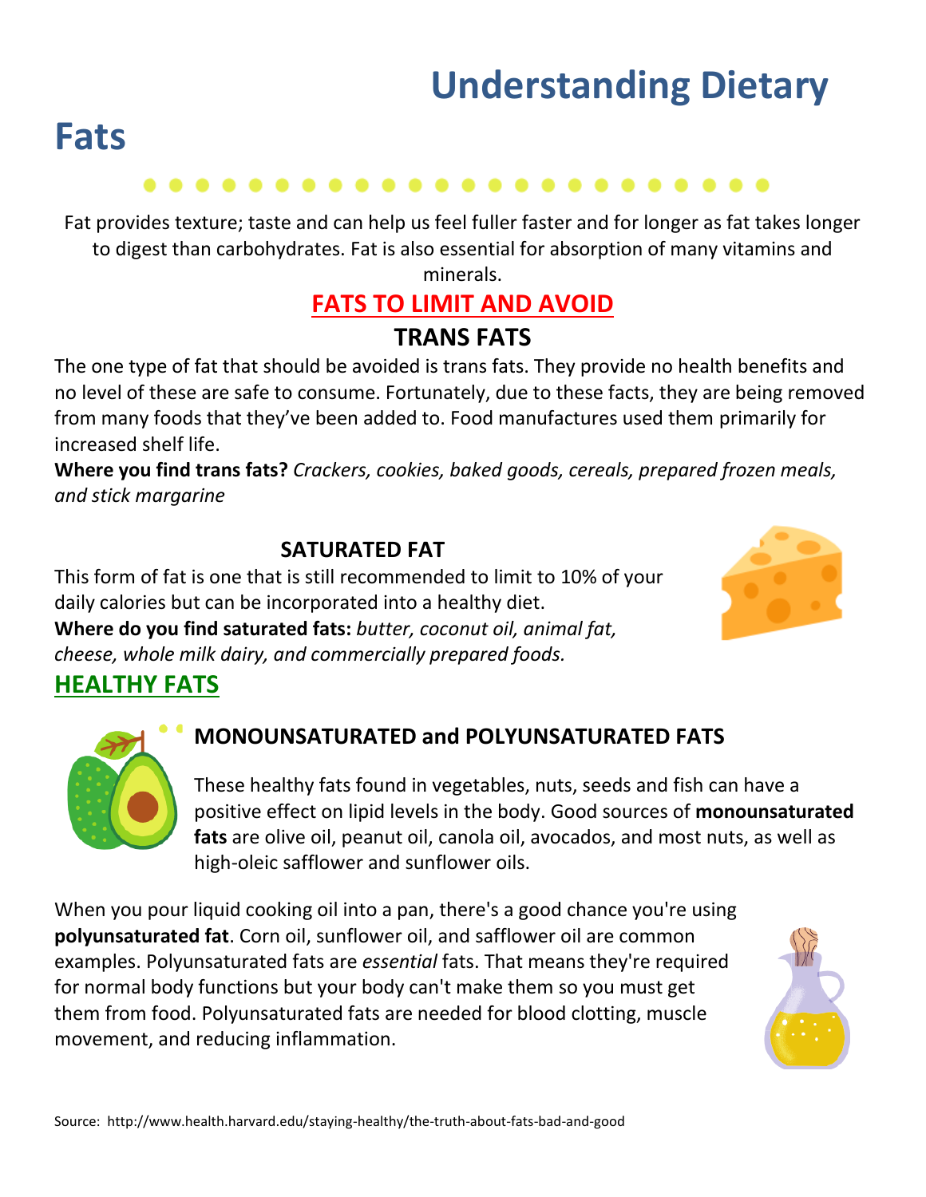# Understanding Dietary Fats

Fat provides texture; taste and can help us feel fuller faster and for longer as fat takes longer to digest than carbohydrates. Fat is also essential for absorption of many vitamins and minerals.

## FATS TO LIMIT AND AVOID

### TRANS FATS

The one type of fat that should be avoided is trans fats. They provide no health benefits and no level of these are safe to consume. Fortunately, due to these facts, they are being removed from many foods that they've been added to. Food manufactures used them primarily for increased shelf life.

**Where you find trans fats?** *Crackers, cookies, baked goods, cereals, prepared frozen meals, and stick margarine*

### SATURATED FAT

This form of fat is one that is still recommended to limit to 10% of your daily calories but can be incorporated into a healthy diet.

**Where do you find saturated fats:** *butter, coconut oil, animal fat, cheese, whole milk dairy, and commercially prepared foods.*

## HEALTHY FATS

### MONOUNSATURATED and POLYUNSATURATED FATS

These healthy fats found in vegetables, nuts, seeds and fish can have a positive effect on lipid levels in the body. Good sources of **monounsaturated fats** are olive oil, peanut oil, canola oil, avocados, and most nuts, as well as high-oleic safflower and sunflower oils.

When you pour liquid cooking oil into a pan, there's a good chance you're using **polyunsaturated fat**. Corn oil, sunflower oil, and safflower oil are common examples. Polyunsaturated fats are *essential* fats. That means they're required for normal body functions but your body can't make them so you must get them from food. Polyunsaturated fats are needed for blood clotting, muscle movement, and reducing inflammation.

Source: http://www.health.harvard.edu/staying-healthy/the-truth-about-fats-bad-and-good